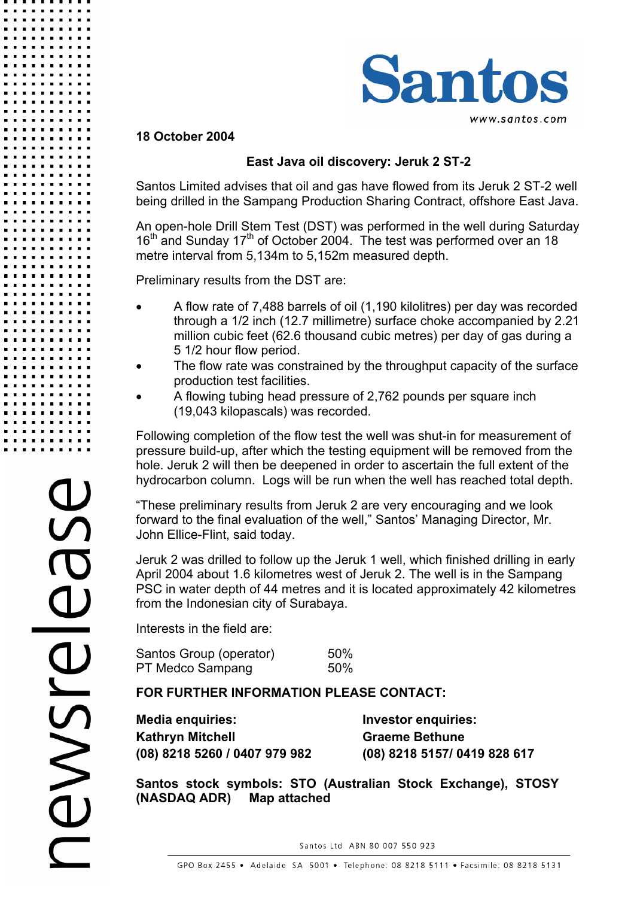Santos

www.santos.com

newsrelease

**18 October 2004**

## East Java oil discovery: Jeruk 2 ST-2

Santos Limited advises that oil and gas have flowed from its Jeruk 2 ST-2 well being drilled in the Sampang Production Sharing Contract, offshore East Java.

An open-hole Drill Stem Test (DST) was performed in the well during Saturday 16th and Sunday 17th of October 2004. The test was performed over an 18 metre interval from 5,134m to 5,152m measured depth.

Preliminary results from the DST are:

- A flow rate of 7,488 barrels of oil (1,190 kilolitres) per day was recorded through a 1/2 inch (12.7 millimetre) surface choke accompanied by 2.21 million cubic feet (62.6 thousand cubic metres) per day of gas during a 5 1/2 hour flow period.
- The flow rate was constrained by the throughput capacity of the surface production test facilities.
- A flowing tubing head pressure of 2,762 pounds per square inch (19,043 kilopascals) was recorded.

Following completion of the flow test the well was shut-in for measurement of pressure build-up, after which the testing equipment will be removed from the hole. Jeruk 2 will then be deepened in order to ascertain the full extent of the hydrocarbon column. Logs will be run when the well has reached total depth.

"These preliminary results from Jeruk 2 are very encouraging and we look forward to the final evaluation of the well," Santos' Managing Director, Mr. John Ellice-Flint, said today.

Jeruk 2 was drilled to follow up the Jeruk 1 well, which finished drilling in early April 2004 about 1.6 kilometres west of Jeruk 2. The well is in the Sampang PSC in water depth of 44 metres and it is located approximately 42 kilometres from the Indonesian city of Surabaya.

Interests in the field are:

| | |
|---|---|
| Santos Group (operator) | 50% |
| PT Medco Sampang | 50% |

**FOR FURTHER INFORMATION PLEASE CONTACT:**

**Media enquiries:**
**Kathryn Mitchell**
**(08) 8218 5260 / 0407 979 982**

**Investor enquiries:**
**Graeme Bethune**
**(08) 8218 5157/ 0419 828 617**

**Santos stock symbols: STO (Australian Stock Exchange), STOSY (NASDAQ ADR) Map attached**

Santos Ltd ABN 80 007 550 923

GPO Box 2455 • Adelaide SA 5001 • Telephone: 08 8218 5111 • Facsimile: 08 8218 5131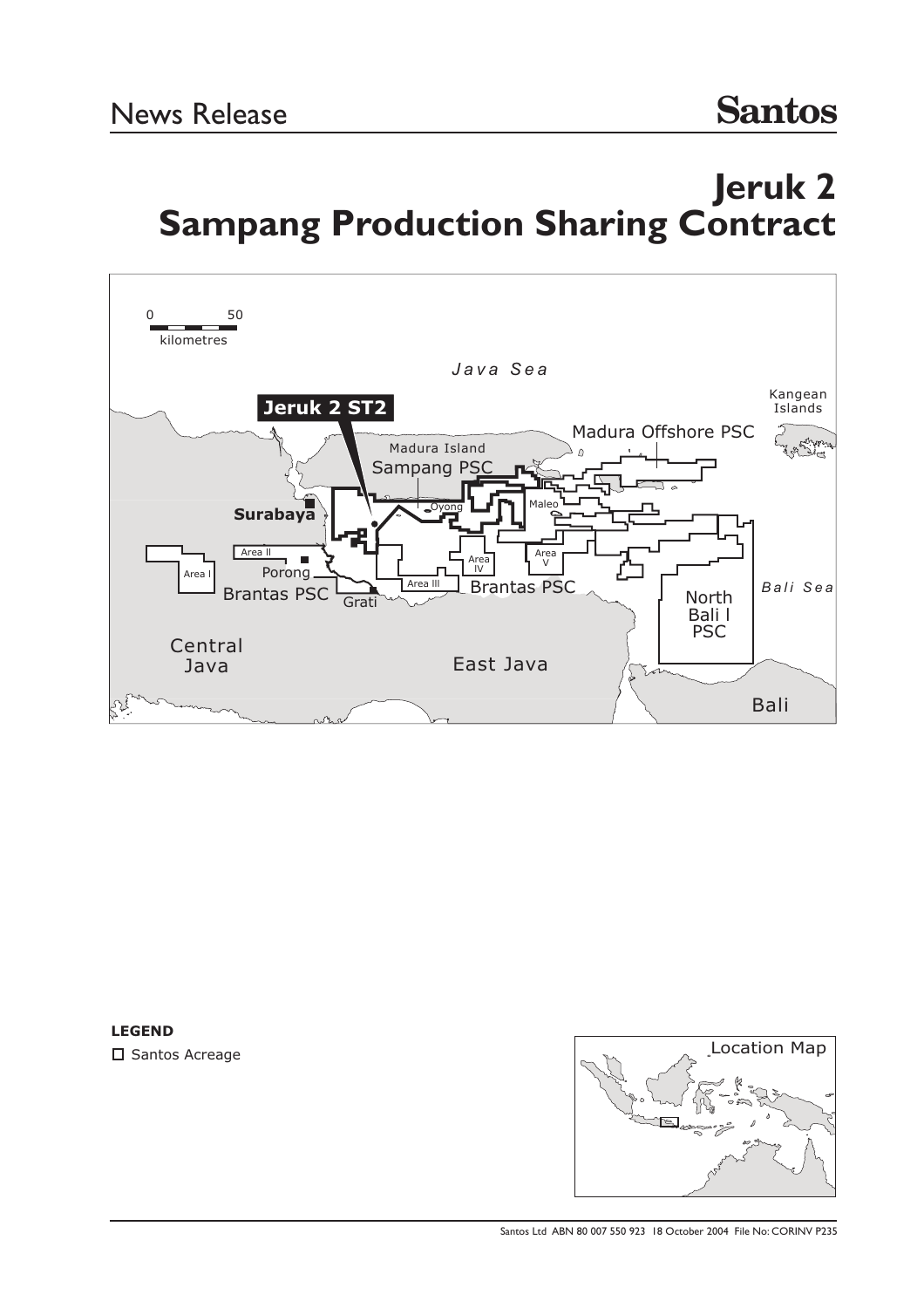News Release

Santos

# Jeruk 2
# Sampang Production Sharing Contract

0 50
kilometres

Java Sea

Jeruk 2 ST2

Kangean Islands

Madura Offshore PSC

Madura Island

Sampang PSC

Oyong

Maleo

Surabaya

Area II

Area I

Porong

Brantas PSC

Grati

Area IV

Area V

Area III

Brantas PSC

North Bali I PSC

Bali Sea

Central Java

East Java

Bali

**LEGEND**

☐ Santos Acreage

Location Map

Santos Ltd ABN 80 007 550 923 18 October 2004 File No: CORINV P235